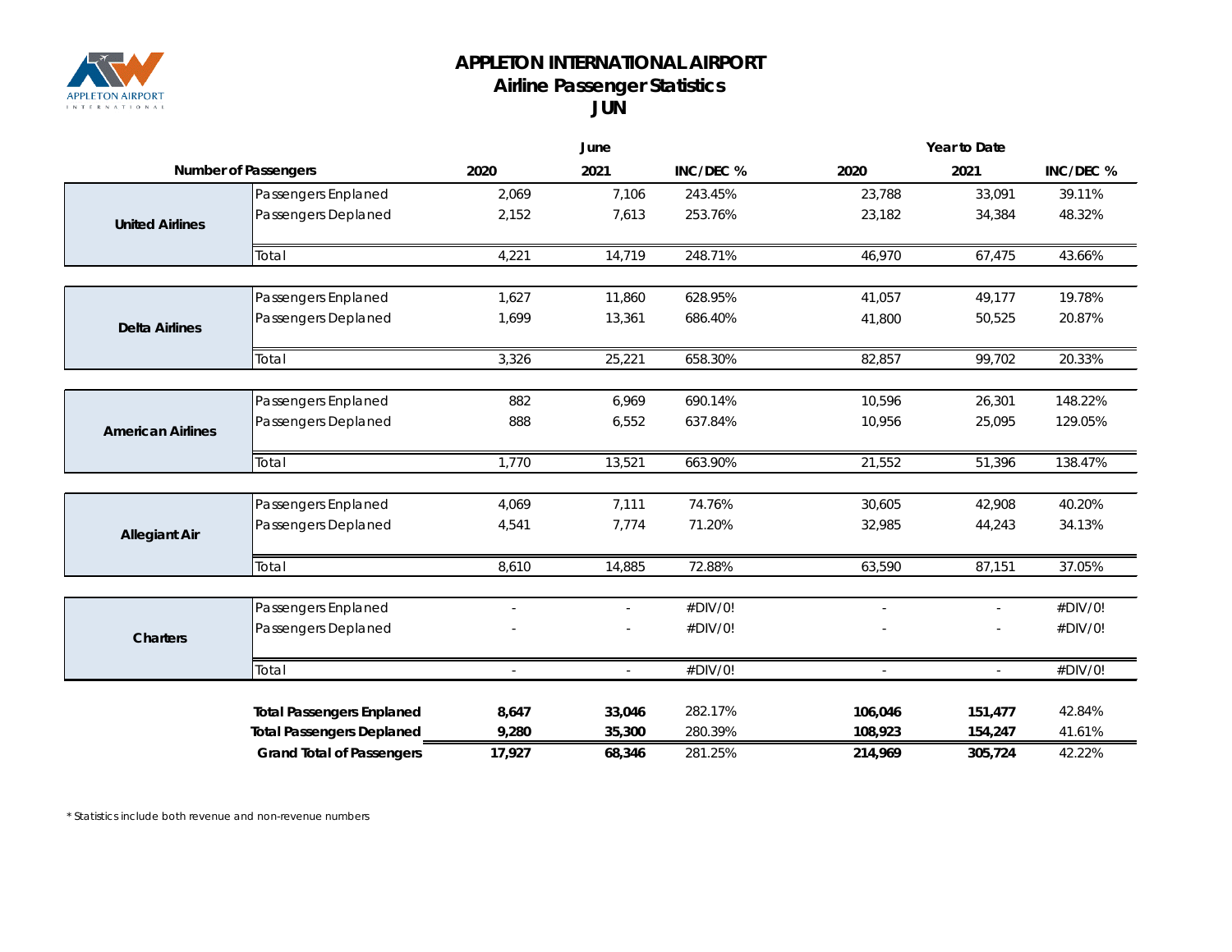# APPLETON INTERNATIONAL AIRPORT
## Airline Passenger Statistics
## JUN

| Number of Passengers | | June | | | Year to Date | | |
|---|---|---|---|---|---|---|---|
| | | 2020 | 2021 | INC/DEC % | 2020 | 2021 | INC/DEC % |
| **United Airlines** | Passengers Enplaned | 2,069 | 7,106 | 243.45% | 23,788 | 33,091 | 39.11% |
| | Passengers Deplaned | 2,152 | 7,613 | 253.76% | 23,182 | 34,384 | 48.32% |
| | Total | 4,221 | 14,719 | 248.71% | 46,970 | 67,475 | 43.66% |
| **Delta Airlines** | Passengers Enplaned | 1,627 | 11,860 | 628.95% | 41,057 | 49,177 | 19.78% |
| | Passengers Deplaned | 1,699 | 13,361 | 686.40% | 41,800 | 50,525 | 20.87% |
| | Total | 3,326 | 25,221 | 658.30% | 82,857 | 99,702 | 20.33% |
| **American Airlines** | Passengers Enplaned | 882 | 6,969 | 690.14% | 10,596 | 26,301 | 148.22% |
| | Passengers Deplaned | 888 | 6,552 | 637.84% | 10,956 | 25,095 | 129.05% |
| | Total | 1,770 | 13,521 | 663.90% | 21,552 | 51,396 | 138.47% |
| **Allegiant Air** | Passengers Enplaned | 4,069 | 7,111 | 74.76% | 30,605 | 42,908 | 40.20% |
| | Passengers Deplaned | 4,541 | 7,774 | 71.20% | 32,985 | 44,243 | 34.13% |
| | Total | 8,610 | 14,885 | 72.88% | 63,590 | 87,151 | 37.05% |
| **Charters** | Passengers Enplaned | - | - | #DIV/0! | - | - | #DIV/0! |
| | Passengers Deplaned | - | - | #DIV/0! | - | - | #DIV/0! |
| | Total | - | - | #DIV/0! | - | - | #DIV/0! |
| | **Total Passengers Enplaned** | **8,647** | **33,046** | 282.17% | **106,046** | **151,477** | 42.84% |
| | **Total Passengers Deplaned** | **9,280** | **35,300** | 280.39% | **108,923** | **154,247** | 41.61% |
| | **Grand Total of Passengers** | **17,927** | **68,346** | 281.25% | **214,969** | **305,724** | 42.22% |

* Statistics include both revenue and non-revenue numbers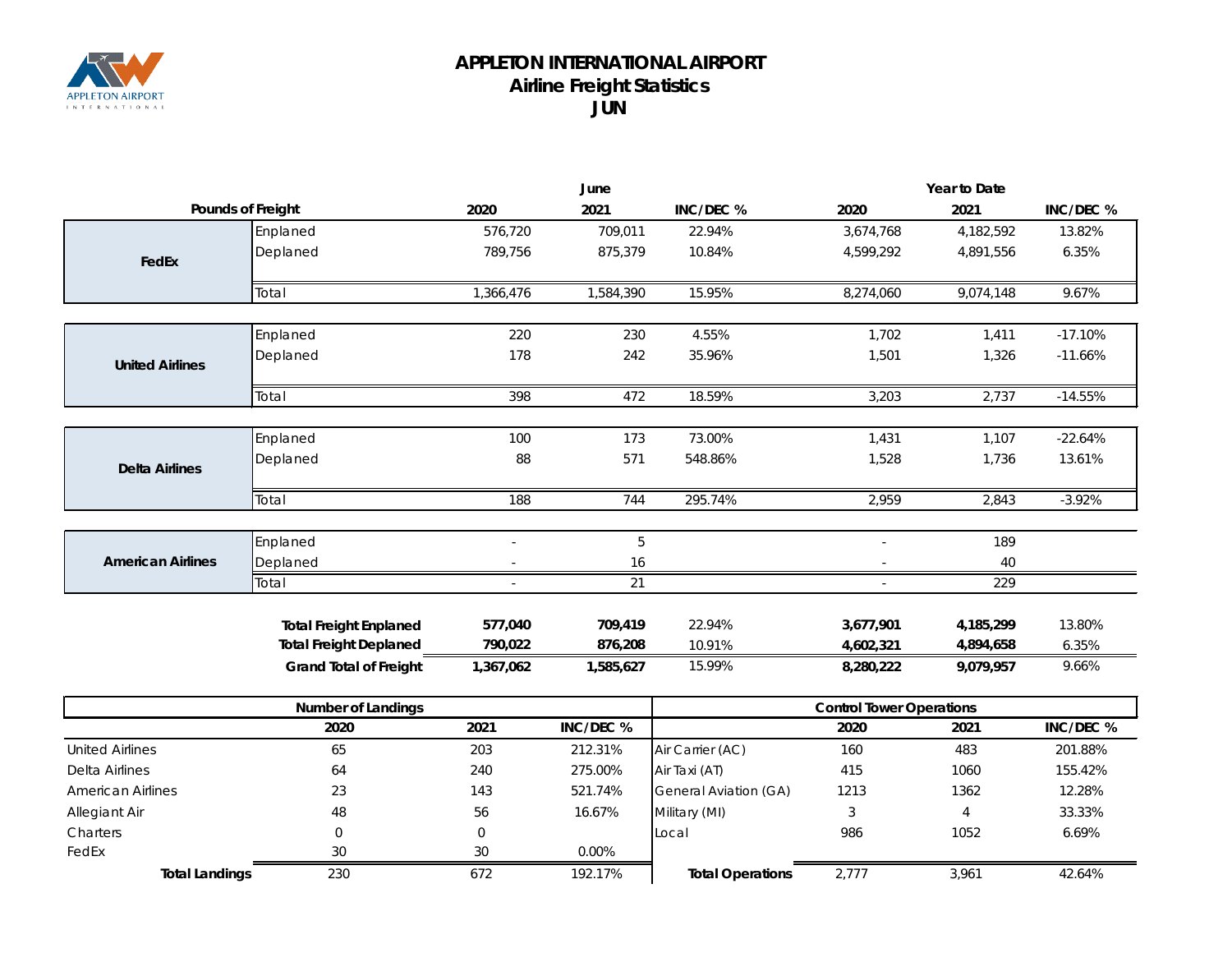# APPLETON INTERNATIONAL AIRPORT
## Airline Freight Statistics
## JUN

| Pounds of Freight | | June 2020 | June 2021 | INC/DEC % | Year to Date 2020 | Year to Date 2021 | INC/DEC % |
|---|---|---|---|---|---|---|---|
| FedEx | Enplaned | 576,720 | 709,011 | 22.94% | 3,674,768 | 4,182,592 | 13.82% |
| | Deplaned | 789,756 | 875,379 | 10.84% | 4,599,292 | 4,891,556 | 6.35% |
| | Total | 1,366,476 | 1,584,390 | 15.95% | 8,274,060 | 9,074,148 | 9.67% |
| United Airlines | Enplaned | 220 | 230 | 4.55% | 1,702 | 1,411 | -17.10% |
| | Deplaned | 178 | 242 | 35.96% | 1,501 | 1,326 | -11.66% |
| | Total | 398 | 472 | 18.59% | 3,203 | 2,737 | -14.55% |
| Delta Airlines | Enplaned | 100 | 173 | 73.00% | 1,431 | 1,107 | -22.64% |
| | Deplaned | 88 | 571 | 548.86% | 1,528 | 1,736 | 13.61% |
| | Total | 188 | 744 | 295.74% | 2,959 | 2,843 | -3.92% |
| American Airlines | Enplaned | - | 5 | | - | 189 | |
| | Deplaned | - | 16 | | - | 40 | |
| | Total | - | 21 | | - | 229 | |
| | **Total Freight Enplaned** | **577,040** | **709,419** | 22.94% | **3,677,901** | **4,185,299** | 13.80% |
| | **Total Freight Deplaned** | **790,022** | **876,208** | 10.91% | **4,602,321** | **4,894,658** | 6.35% |
| | **Grand Total of Freight** | **1,367,062** | **1,585,627** | 15.99% | **8,280,222** | **9,079,957** | 9.66% |

| Number of Landings | 2020 | 2021 | INC/DEC % |
|---|---|---|---|
| United Airlines | 65 | 203 | 212.31% |
| Delta Airlines | 64 | 240 | 275.00% |
| American Airlines | 23 | 143 | 521.74% |
| Allegiant Air | 48 | 56 | 16.67% |
| Charters | 0 | 0 | |
| FedEx | 30 | 30 | 0.00% |
| **Total Landings** | 230 | 672 | 192.17% |

| Control Tower Operations | 2020 | 2021 | INC/DEC % |
|---|---|---|---|
| Air Carrier (AC) | 160 | 483 | 201.88% |
| Air Taxi (AT) | 415 | 1060 | 155.42% |
| General Aviation (GA) | 1213 | 1362 | 12.28% |
| Military (MI) | 3 | 4 | 33.33% |
| Local | 986 | 1052 | 6.69% |
| **Total Operations** | 2,777 | 3,961 | 42.64% |